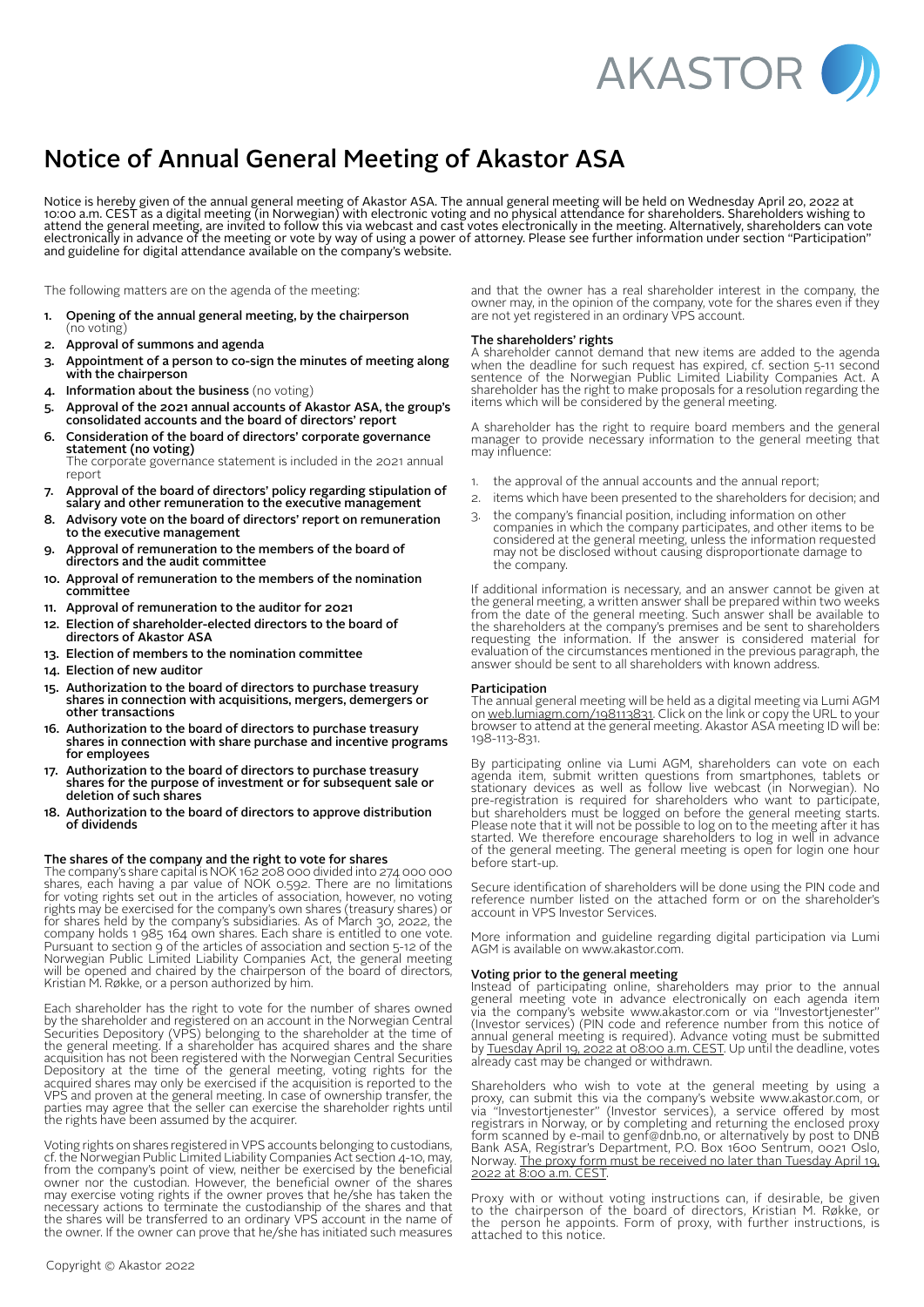# Notice of Annual General Meeting of Akastor ASA

Notice is hereby given of the annual general meeting of Akastor ASA. The annual general meeting will be held on Wednesday April 20, 2022 at 10:00 a.m. CEST as a digital meeting (in Norwegian) with electronic voting and no physical attendance for shareholders. Shareholders wishing to attend the general meeting, are invited to follow this via webcast and cast votes electronically in the meeting. Alternatively, shareholders can vote electronically in advance of the meeting or vote by way of using a power of attorney. Please see further information under section "Participation" and guideline for digital attendance available on the company's website.

The following matters are on the agenda of the meeting:

1. **Opening of the annual general meeting, by the chairperson** (no voting)
2. **Approval of summons and agenda**
3. **Appointment of a person to co-sign the minutes of meeting along with the chairperson**
4. **Information about the business** (no voting)
5. **Approval of the 2021 annual accounts of Akastor ASA, the group's consolidated accounts and the board of directors' report**
6. **Consideration of the board of directors' corporate governance statement (no voting)**
   The corporate governance statement is included in the 2021 annual report
7. **Approval of the board of directors' policy regarding stipulation of salary and other remuneration to the executive management**
8. **Advisory vote on the board of directors' report on remuneration to the executive management**
9. **Approval of remuneration to the members of the board of directors and the audit committee**
10. **Approval of remuneration to the members of the nomination committee**
11. **Approval of remuneration to the auditor for 2021**
12. **Election of shareholder-elected directors to the board of directors of Akastor ASA**
13. **Election of members to the nomination committee**
14. **Election of new auditor**
15. **Authorization to the board of directors to purchase treasury shares in connection with acquisitions, mergers, demergers or other transactions**
16. **Authorization to the board of directors to purchase treasury shares in connection with share purchase and incentive programs for employees**
17. **Authorization to the board of directors to purchase treasury shares for the purpose of investment or for subsequent sale or deletion of such shares**
18. **Authorization to the board of directors to approve distribution of dividends**

**The shares of the company and the right to vote for shares**
The company's share capital is NOK 162 208 000 divided into 274 000 000 shares, each having a par value of NOK 0.592. There are no limitations for voting rights set out in the articles of association, however, no voting rights may be exercised for the company's own shares (treasury shares) or for shares held by the company's subsidiaries. As of March 30, 2022, the company holds 1 985 164 own shares. Each share is entitled to one vote. Pursuant to section 9 of the articles of association and section 5-12 of the Norwegian Public Limited Liability Companies Act, the general meeting will be opened and chaired by the chairperson of the board of directors, Kristian M. Røkke, or a person authorized by him.

Each shareholder has the right to vote for the number of shares owned by the shareholder and registered on an account in the Norwegian Central Securities Depository (VPS) belonging to the shareholder at the time of the general meeting. If a shareholder has acquired shares and the share acquisition has not been registered with the Norwegian Central Securities Depository at the time of the general meeting, voting rights for the acquired shares may only be exercised if the acquisition is reported to the VPS and proven at the general meeting. In case of ownership transfer, the parties may agree that the seller can exercise the shareholder rights until the rights have been assumed by the acquirer.

Voting rights on shares registered in VPS accounts belonging to custodians, cf. the Norwegian Public Limited Liability Companies Act section 4-10, may, from the company's point of view, neither be exercised by the beneficial owner nor the custodian. However, the beneficial owner of the shares may exercise voting rights if the owner proves that he/she has taken the necessary actions to terminate the custodianship of the shares and that the shares will be transferred to an ordinary VPS account in the name of the owner. If the owner can prove that he/she has initiated such measures and that the owner has a real shareholder interest in the company, the owner may, in the opinion of the company, vote for the shares even if they are not yet registered in an ordinary VPS account.

**The shareholders' rights**
A shareholder cannot demand that new items are added to the agenda when the deadline for such request has expired, cf. section 5-11 second sentence of the Norwegian Public Limited Liability Companies Act. A shareholder has the right to make proposals for a resolution regarding the items which will be considered by the general meeting.

A shareholder has the right to require board members and the general manager to provide necessary information to the general meeting that may influence:

1. the approval of the annual accounts and the annual report;
2. items which have been presented to the shareholders for decision; and
3. the company's financial position, including information on other companies in which the company participates, and other items to be considered at the general meeting, unless the information requested may not be disclosed without causing disproportionate damage to the company.

If additional information is necessary, and an answer cannot be given at the general meeting, a written answer shall be prepared within two weeks from the date of the general meeting. Such answer shall be available to the shareholders at the company's premises and be sent to shareholders requesting the information. If the answer is considered material for evaluation of the circumstances mentioned in the previous paragraph, the answer should be sent to all shareholders with known address.

**Participation**
The annual general meeting will be held as a digital meeting via Lumi AGM on web.lumiagm.com/198113831. Click on the link or copy the URL to your browser to attend at the general meeting. Akastor ASA meeting ID will be: 198-113-831.

By participating online via Lumi AGM, shareholders can vote on each agenda item, submit written questions from smartphones, tablets or stationary devices as well as follow live webcast (in Norwegian). No pre-registration is required for shareholders who want to participate, but shareholders must be logged on before the general meeting starts. Please note that it will not be possible to log on to the meeting after it has started. We therefore encourage shareholders to log in well in advance of the general meeting. The general meeting is open for login one hour before start-up.

Secure identification of shareholders will be done using the PIN code and reference number listed on the attached form or on the shareholder's account in VPS Investor Services.

More information and guideline regarding digital participation via Lumi AGM is available on www.akastor.com.

**Voting prior to the general meeting**
Instead of participating online, shareholders may prior to the annual general meeting vote in advance electronically on each agenda item via the company's website www.akastor.com or via "Investortjenester" (Investor services) (PIN code and reference number from this notice of annual general meeting is required). Advance voting must be submitted by Tuesday April 19, 2022 at 08:00 a.m. CEST. Up until the deadline, votes already cast may be changed or withdrawn.

Shareholders who wish to vote at the general meeting by using a proxy, can submit this via the company's website www.akastor.com, or via "Investortjenester" (Investor services), a service offered by most registrars in Norway, or by completing and returning the enclosed proxy form scanned by e-mail to genf@dnb.no, or alternatively by post to DNB Bank ASA, Registrar's Department, P.O. Box 1600 Sentrum, 0021 Oslo, Norway. The proxy form must be received no later than Tuesday April 19, 2022 at 8:00 a.m. CEST.

Proxy with or without voting instructions can, if desirable, be given to the chairperson of the board of directors, Kristian M. Røkke, or the person he appoints. Form of proxy, with further instructions, is attached to this notice.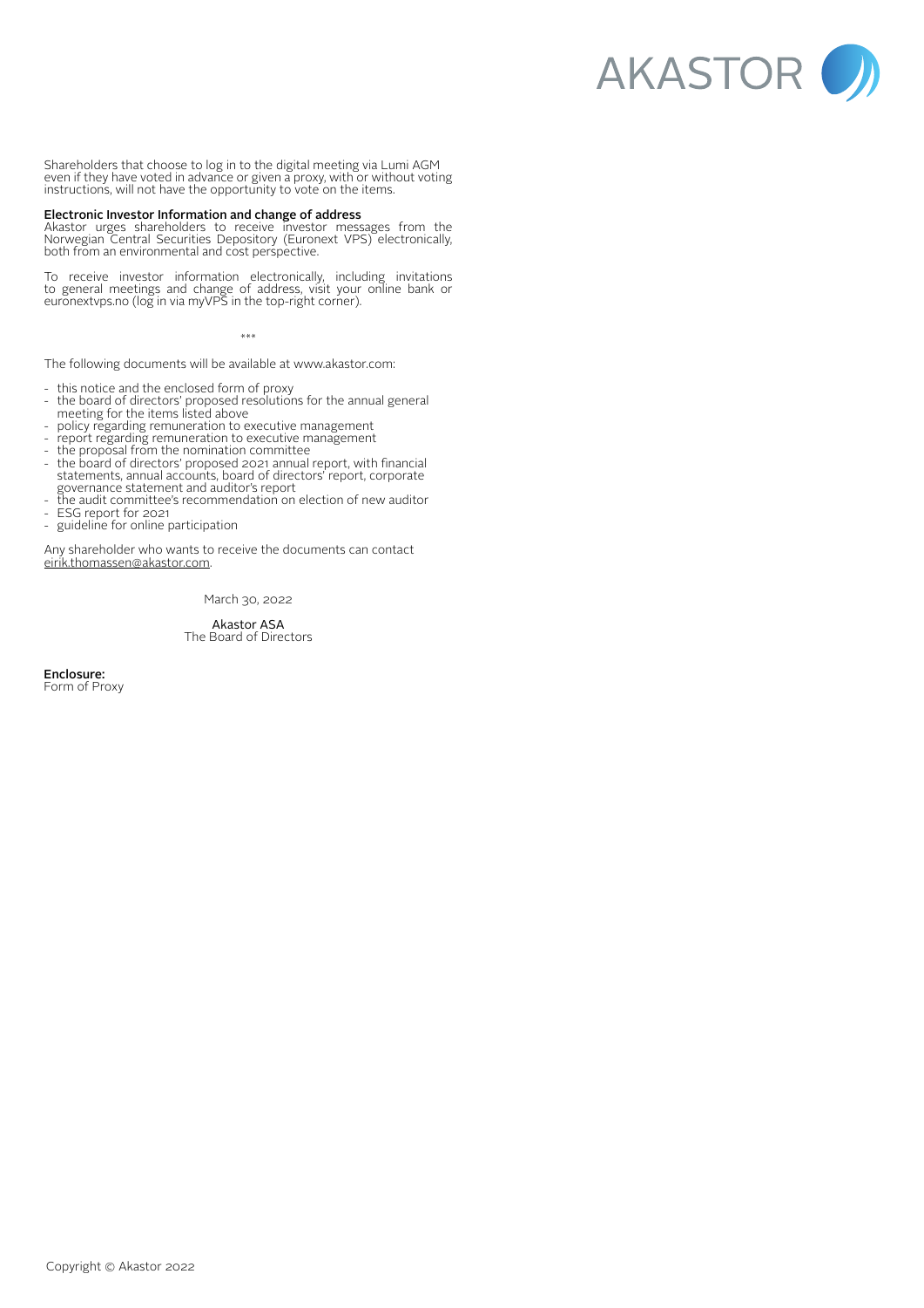Shareholders that choose to log in to the digital meeting via Lumi AGM even if they have voted in advance or given a proxy, with or without voting instructions, will not have the opportunity to vote on the items.

**Electronic Investor Information and change of address**
Akastor urges shareholders to receive investor messages from the Norwegian Central Securities Depository (Euronext VPS) electronically, both from an environmental and cost perspective.

To receive investor information electronically, including invitations to general meetings and change of address, visit your online bank or euronextvps.no (log in via myVPS in the top-right corner).

\*\*\*

The following documents will be available at www.akastor.com:

- this notice and the enclosed form of proxy
- the board of directors' proposed resolutions for the annual general meeting for the items listed above
- policy regarding remuneration to executive management
- report regarding remuneration to executive management
- the proposal from the nomination committee
- the board of directors' proposed 2021 annual report, with financial statements, annual accounts, board of directors' report, corporate governance statement and auditor's report
- the audit committee's recommendation on election of new auditor
- ESG report for 2021
- guideline for online participation

Any shareholder who wants to receive the documents can contact eirik.thomassen@akastor.com.

March 30, 2022

Akastor ASA
The Board of Directors

**Enclosure:**
Form of Proxy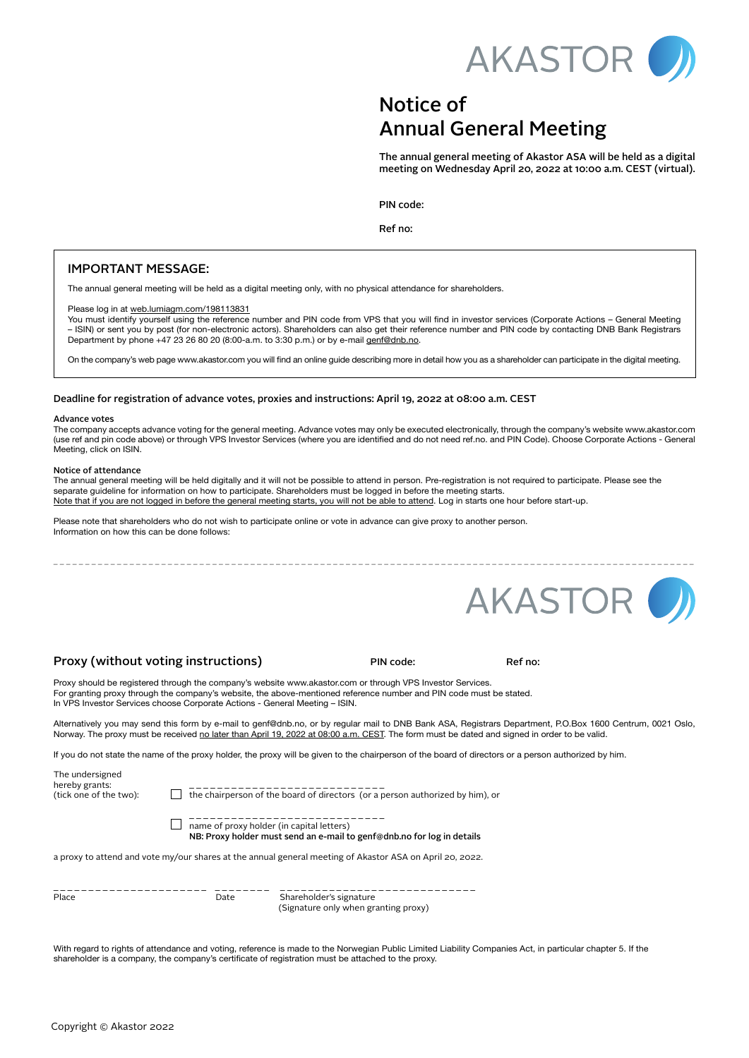AKASTOR

# Notice of Annual General Meeting

**The annual general meeting of Akastor ASA will be held as a digital meeting on Wednesday April 20, 2022 at 10:00 a.m. CEST (virtual).**

**PIN code:**

**Ref no:**

## IMPORTANT MESSAGE:

The annual general meeting will be held as a digital meeting only, with no physical attendance for shareholders.

Please log in at web.lumiagm.com/198113831
You must identify yourself using the reference number and PIN code from VPS that you will find in investor services (Corporate Actions – General Meeting – ISIN) or sent you by post (for non-electronic actors). Shareholders can also get their reference number and PIN code by contacting DNB Bank Registrars Department by phone +47 23 26 80 20 (8:00-a.m. to 3:30 p.m.) or by e-mail genf@dnb.no.

On the company's web page www.akastor.com you will find an online guide describing more in detail how you as a shareholder can participate in the digital meeting.

### Deadline for registration of advance votes, proxies and instructions: April 19, 2022 at 08:00 a.m. CEST

**Advance votes**
The company accepts advance voting for the general meeting. Advance votes may only be executed electronically, through the company's website www.akastor.com (use ref and pin code above) or through VPS Investor Services (where you are identified and do not need ref.no. and PIN Code). Choose Corporate Actions - General Meeting, click on ISIN.

**Notice of attendance**
The annual general meeting will be held digitally and it will not be possible to attend in person. Pre-registration is not required to participate. Please see the separate guideline for information on how to participate. Shareholders must be logged in before the meeting starts.
Note that if you are not logged in before the general meeting starts, you will not be able to attend. Log in starts one hour before start-up.

Please note that shareholders who do not wish to participate online or vote in advance can give proxy to another person.
Information on how this can be done follows:

---

AKASTOR

## Proxy (without voting instructions)

**PIN code:**

**Ref no:**

Proxy should be registered through the company's website www.akastor.com or through VPS Investor Services.
For granting proxy through the company's website, the above-mentioned reference number and PIN code must be stated.
In VPS Investor Services choose Corporate Actions - General Meeting – ISIN.

Alternatively you may send this form by e-mail to genf@dnb.no, or by regular mail to DNB Bank ASA, Registrars Department, P.O.Box 1600 Centrum, 0021 Oslo, Norway. The proxy must be received no later than April 19, 2022 at 08:00 a.m. CEST. The form must be dated and signed in order to be valid.

If you do not state the name of the proxy holder, the proxy will be given to the chairperson of the board of directors or a person authorized by him.

The undersigned hereby grants: (tick one of the two):

☐ ____________________________ the chairperson of the board of directors (or a person authorized by him), or

☐ ____________________________ name of proxy holder (in capital letters)
**NB: Proxy holder must send an e-mail to genf@dnb.no for log in details**

a proxy to attend and vote my/our shares at the annual general meeting of Akastor ASA on April 20, 2022.

______________________ Place

________ Date

____________________________ Shareholder's signature (Signature only when granting proxy)

With regard to rights of attendance and voting, reference is made to the Norwegian Public Limited Liability Companies Act, in particular chapter 5. If the shareholder is a company, the company's certificate of registration must be attached to the proxy.

Copyright © Akastor 2022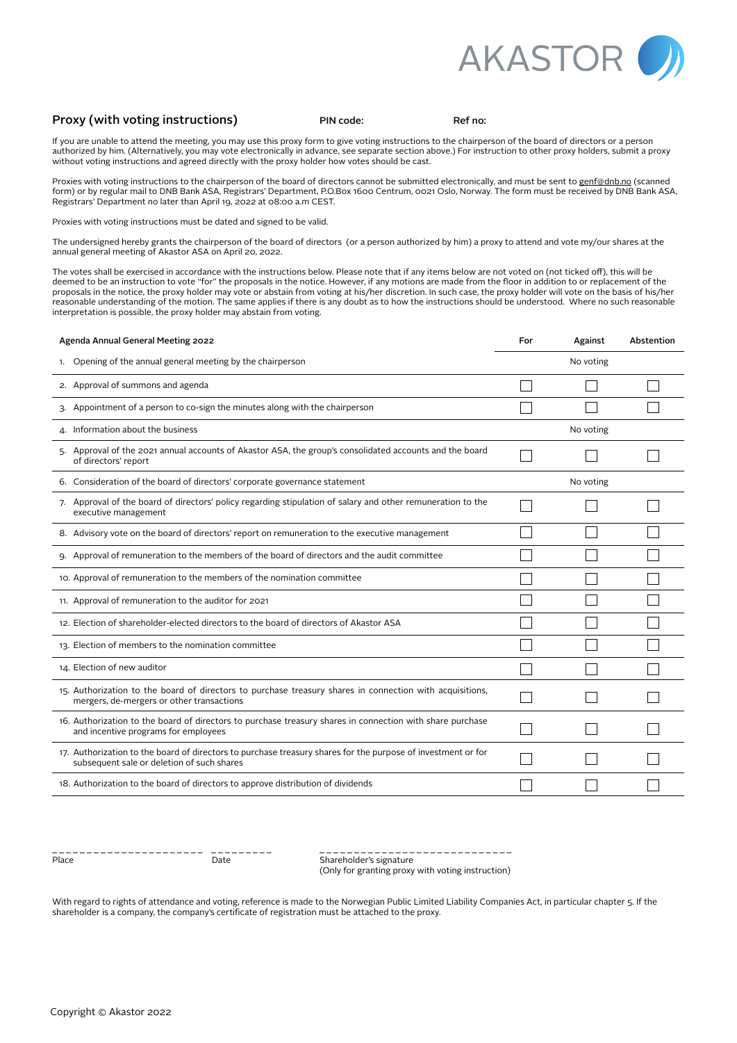AKASTOR

## Proxy (with voting instructions)

**PIN code:** **Ref no:**

If you are unable to attend the meeting, you may use this proxy form to give voting instructions to the chairperson of the board of directors or a person authorized by him. (Alternatively, you may vote electronically in advance, see separate section above.) For instruction to other proxy holders, submit a proxy without voting instructions and agreed directly with the proxy holder how votes should be cast.

Proxies with voting instructions to the chairperson of the board of directors cannot be submitted electronically, and must be sent to genf@dnb.no (scanned form) or by regular mail to DNB Bank ASA, Registrars' Department, P.O.Box 1600 Centrum, 0021 Oslo, Norway. The form must be received by DNB Bank ASA, Registrars' Department no later than April 19, 2022 at 08:00 a.m CEST.

Proxies with voting instructions must be dated and signed to be valid.

The undersigned hereby grants the chairperson of the board of directors (or a person authorized by him) a proxy to attend and vote my/our shares at the annual general meeting of Akastor ASA on April 20, 2022.

The votes shall be exercised in accordance with the instructions below. Please note that if any items below are not voted on (not ticked off), this will be deemed to be an instruction to vote "for" the proposals in the notice. However, if any motions are made from the floor in addition to or replacement of the proposals in the notice, the proxy holder may vote or abstain from voting at his/her discretion. In such case, the proxy holder will vote on the basis of his/her reasonable understanding of the motion. The same applies if there is any doubt as to how the instructions should be understood. Where no such reasonable interpretation is possible, the proxy holder may abstain from voting.

| Agenda Annual General Meeting 2022 | For | Against | Abstention |
|---|---|---|---|
| 1. Opening of the annual general meeting by the chairperson | | No voting | |
| 2. Approval of summons and agenda | ☐ | ☐ | ☐ |
| 3. Appointment of a person to co-sign the minutes along with the chairperson | ☐ | ☐ | ☐ |
| 4. Information about the business | | No voting | |
| 5. Approval of the 2021 annual accounts of Akastor ASA, the group's consolidated accounts and the board of directors' report | ☐ | ☐ | ☐ |
| 6. Consideration of the board of directors' corporate governance statement | | No voting | |
| 7. Approval of the board of directors' policy regarding stipulation of salary and other remuneration to the executive management | ☐ | ☐ | ☐ |
| 8. Advisory vote on the board of directors' report on remuneration to the executive management | ☐ | ☐ | ☐ |
| 9. Approval of remuneration to the members of the board of directors and the audit committee | ☐ | ☐ | ☐ |
| 10. Approval of remuneration to the members of the nomination committee | ☐ | ☐ | ☐ |
| 11. Approval of remuneration to the auditor for 2021 | ☐ | ☐ | ☐ |
| 12. Election of shareholder-elected directors to the board of directors of Akastor ASA | ☐ | ☐ | ☐ |
| 13. Election of members to the nomination committee | ☐ | ☐ | ☐ |
| 14. Election of new auditor | ☐ | ☐ | ☐ |
| 15. Authorization to the board of directors to purchase treasury shares in connection with acquisitions, mergers, de-mergers or other transactions | ☐ | ☐ | ☐ |
| 16. Authorization to the board of directors to purchase treasury shares in connection with share purchase and incentive programs for employees | ☐ | ☐ | ☐ |
| 17. Authorization to the board of directors to purchase treasury shares for the purpose of investment or for subsequent sale or deletion of such shares | ☐ | ☐ | ☐ |
| 18. Authorization to the board of directors to approve distribution of dividends | ☐ | ☐ | ☐ |

_____________________ _________ ___________________________

Place Date Shareholder's signature
(Only for granting proxy with voting instruction)

With regard to rights of attendance and voting, reference is made to the Norwegian Public Limited Liability Companies Act, in particular chapter 5. If the shareholder is a company, the company's certificate of registration must be attached to the proxy.

Copyright © Akastor 2022